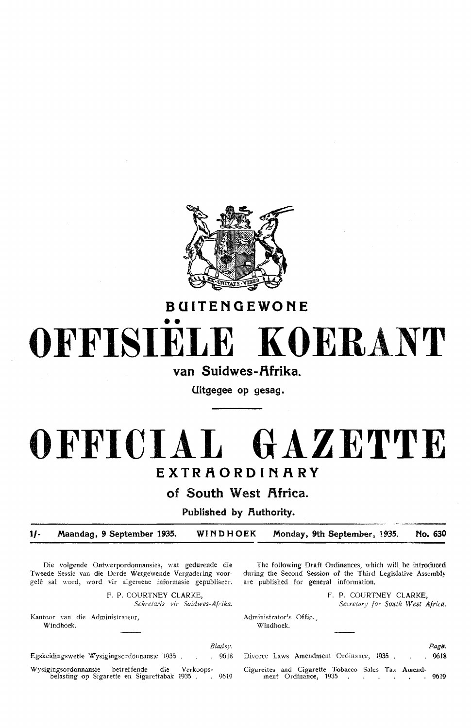# BUITENGEWONE

# OFFISIËLE KOERANT

## van Suidwes-Afrika.

Uitgegee op gesag.

# OFFICIAL GAZETTE

## EXTRAORDINARY

## of South West Africa.

Published by Authority.

1/- Maandag, 9 September 1935. WINDHOEK Monday, 9th September, 1935. No. 630

Die volgende Ontwerpordonnansies, wat gedurende die Tweede Sessie van die Derde Wetgewende Vergadering voorgelê sal word, word vir algemene informasie gepubliseer.

F. P. COURTNEY CLARKE,
*Sekretaris vir Suidwes-Afrika.*

Kantoor van die Administrateur,
Windhoek.

| | Bladsy. |
|---|---|
| Egskeidingswette Wysigingsordonnansie 1935 | 9618 |
| Wysigingsordonnansie betreffende die Verkoopsbelasting op Sigarette en Sigarettabak 1935 | 9619 |

The following Draft Ordinances, which will be introduced during the Second Session of the Third Legislative Assembly are published for general information.

F. P. COURTNEY CLARKE,
*Secretary for South West Africa.*

Administrator's Office,
Windhoek.

| | Page. |
|---|---|
| Divorce Laws Amendment Ordinance, 1935 | 9618 |
| Cigarettes and Cigarette Tobacco Sales Tax Amendment Ordinance, 1935 | 9619 |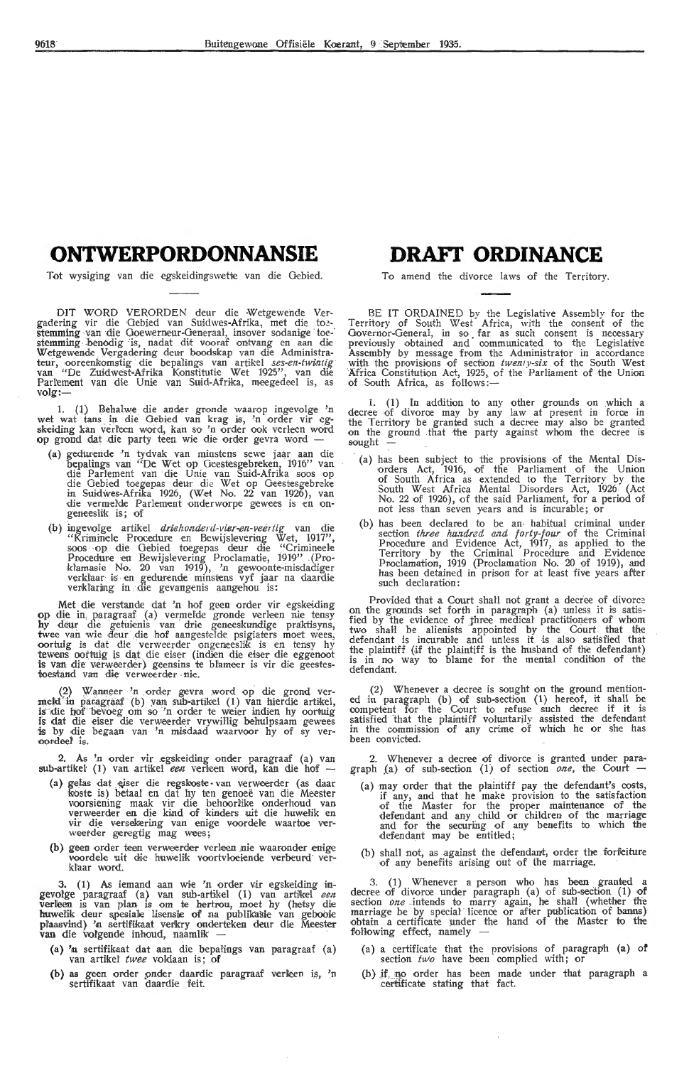# ONTWERPORDONNANSIE

Tot wysiging van die egskeidingswette van die Gebied.

DIT WORD VERORDEN deur die Wetgewende Vergadering vir die Gebied van Suidwes-Afrika, met die toestemming van die Goewerneur-Generaal, insover sodanige toestemming benodig is, nadat dit vooraf ontvang en aan die Wetgewende Vergadering deur boodskap van die Administrateur, ooreenkomstig die bepalings van artikel *ses-en-twintig* van "De Zuidwest-Afrika Konstitutie Wet 1925", van die Parlement van die Unie van Suid-Afrika, meegedeel is, as volg:—

1. (1) Behalwe die ander gronde waarop ingevolge 'n wet wat tans in die Gebied van krag is, 'n order vir egskeiding kan verleen word, kan so 'n order ook verleen word op grond dat die party teen wie die order gevra word —

(a) gedurende 'n tydvak van minstens sewe jaar aan die bepalings van "De Wet op Geestesgebreken, 1916" van die Parlement van die Unie van Suid-Afrika soos op die Gebied toegepas deur die Wet op Geestesgebreke in Suidwes-Afrika 1926, (Wet No. 22 van 1926), van die vermelde Parlement onderworpe gewees is en ongeneeslik is; of

(b) ingevolge artikel *driehonderd-vier-en-veertig* van die "Kriminele Procedure en Bewijslevering Wet, 1917", soos op die Gebied toegepas deur die "Crimineele Procedure en Bewijslevering Proclamatie, 1919" (Proklamasie No. 20 van 1919), 'n gewoonte-misdadiger verklaar is en gedurende minstens vyf jaar na daardie verklaring in die gevangenis aangehou is:

Met die verstande dat 'n hof geen order vir egskeiding op die in paragraaf (a) vermelde gronde verleen nie tensy hy deur die getuienis van drie geneeskundige praktisyns, twee van wie deur die hof aangestelde psigiaters moet wees, oortuig is dat die verweerder ongeneeslik is en tensy hy tewens oortuig is dat die eiser (indien die eiser die eggenoot is van die verweerder) geensins te blameer is vir die geestestoestand van die verweerder nie.

(2) Wanneer 'n order gevra word op die grond vermeld in paragraaf (b) van sub-artikel (1) van hierdie artikel, is die hof bevoeg om so 'n order te weier indien hy oortuig is dat die eiser die verweerder vrywillig behulpsaam gewees is by die begaan van 'n misdaad waarvoor hy of sy veroordeel is.

2. As 'n order vir egskeiding onder paragraaf (a) van sub-artikel (1) van artikel *een* verleen word, kan die hof —

(a) gelas dat eiser die regskoste van verweerder (as daar koste is) betaal en dat hy ten genoeë van die Meester voorsiening maak vir die behoorlike onderhoud van verweerder en die kind of kinders uit die huwelik en vir die versekering van enige voordele waartoe verweerder geregtig mag wees;

(b) geen order teen verweerder verleen nie waaronder enige voordele uit die huwelik voortvloeiende verbeurd verklaar word.

3. (1) As iemand aan wie 'n order vir egskeiding ingevolge paragraaf (a) van sub-artikel (1) van artikel *een* verleen is van plan is om te hertrou, moet hy (hetsy die huwelik deur spesiale lisensie of na publikasie van gebode plaasvind) 'n sertifikaat verkry onderteken deur die Meester van die volgende inhoud, naamlik —

(a) 'n sertifikaat dat aan die bepalings van paragraaf (a) van artikel *twee* voldaan is; of

(b) as geen order onder daardie paragraaf verleen is, 'n sertifikaat van daardie feit.

# DRAFT ORDINANCE

To amend the divorce laws of the Territory.

BE IT ORDAINED by the Legislative Assembly for the Territory of South West Africa, with the consent of the Governor-General, in so far as such consent is necessary previously obtained and communicated to the Legislative Assembly by message from the Administrator in accordance with the provisions of section *twenty-six* of the South West Africa Constitution Act, 1925, of the Parliament of the Union of South Africa, as follows:—

1. (1) In addition to any other grounds on which a decree of divorce may by any law at present in force in the Territory be granted such a decree may also be granted on the ground that the party against whom the decree is sought —

(a) has been subject to the provisions of the Mental Disorders Act, 1916, of the Parliament of the Union of South Africa as extended to the Territory by the South West Africa Mental Disorders Act, 1926 (Act No. 22 of 1926), of the said Parliament, for a period of not less than seven years and is incurable; or

(b) has been declared to be an habitual criminal under section *three hundred and forty-four* of the Criminal Procedure and Evidence Act, 1917, as applied to the Territory by the Criminal Procedure and Evidence Proclamation, 1919 (Proclamation No. 20 of 1919), and has been detained in prison for at least five years after such declaration:

Provided that a Court shall not grant a decree of divorce on the grounds set forth in paragraph (a) unless it is satisfied by the evidence of three medical practitioners of whom two shall be alienists appointed by the Court that the defendant is incurable and unless it is also satisfied that the plaintiff (if the plaintiff is the husband of the defendant) is in no way to blame for the mental condition of the defendant.

(2) Whenever a decree is sought on the ground mentioned in paragraph (b) of sub-section (1) hereof, it shall be competent for the Court to refuse such decree if it is satisfied that the plaintiff voluntarily assisted the defendant in the commission of any crime of which he or she has been convicted.

2. Whenever a decree of divorce is granted under paragraph (a) of sub-section (1) of section *one*, the Court —

(a) may order that the plaintiff pay the defendant's costs, if any, and that he make provision to the satisfaction of the Master for the proper maintenance of the defendant and any child or children of the marriage and for the securing of any benefits to which the defendant may be entitled;

(b) shall not, as against the defendant, order the forfeiture of any benefits arising out of the marriage.

3. (1) Whenever a person who has been granted a decree of divorce under paragraph (a) of sub-section (1) of section *one* intends to marry again, he shall (whether the marriage be by special licence or after publication of banns) obtain a certificate under the hand of the Master to the following effect, namely —

(a) a certificate that the provisions of paragraph (a) of section *two* have been complied with; or

(b) if no order has been made under that paragraph a certificate stating that fact.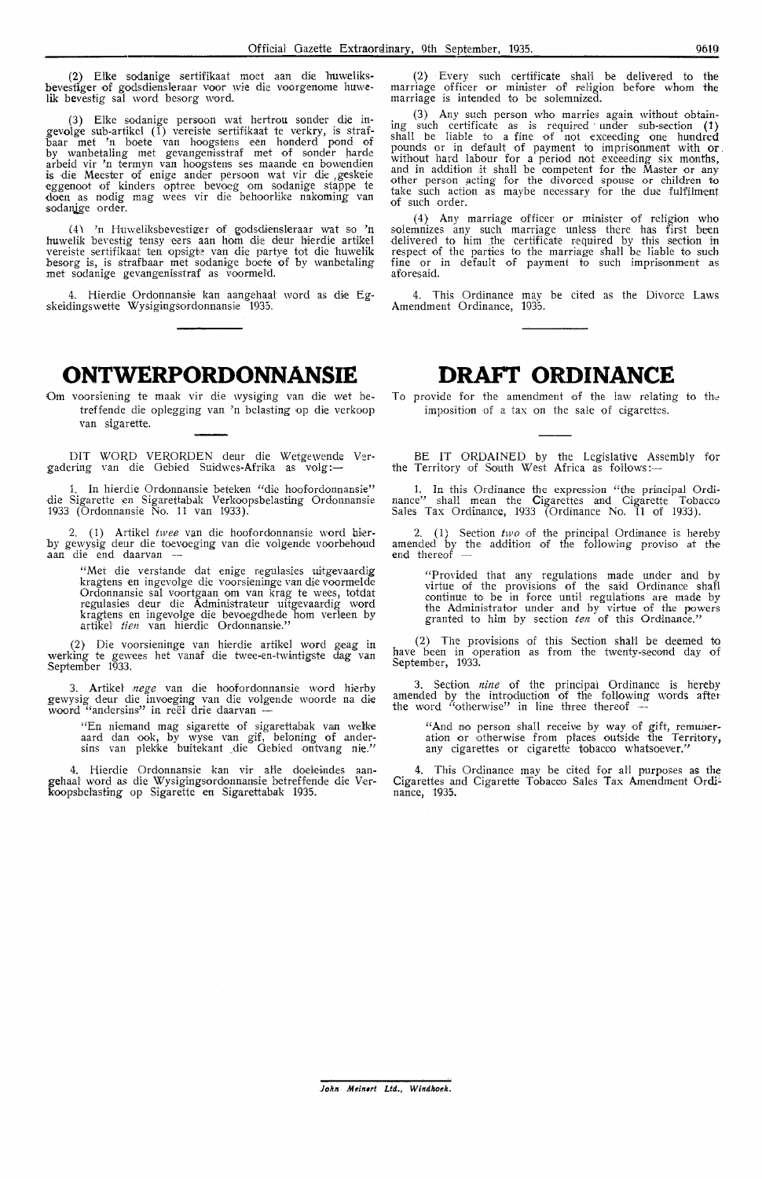(2) Elke sodanige sertifikaat moet aan die huweliksbevestiger of godsdiensleraar voor wie die voorgenome huwelik bevestig sal word besorg word.

(3) Elke sodanige persoon wat hertrou sonder die ingevolge sub-artikel (1) vereiste sertifikaat te verkry, is strafbaar met 'n boete van hoogstens een honderd pond of by wanbetaling met gevangenisstraf met of sonder harde arbeid vir 'n termyn van hoogstens ses maande en bowendien is die Meester of enige ander persoon wat vir die geskeie eggenoot of kinders optree bevoeg om sodanige stappe te doen as nodig mag wees vir die behoorlike nakoming van sodanige order.

(4) 'n Huweliksbevestiger of godsdiensleraar wat so 'n huwelik bevestig tensy eers aan hom die deur hierdie artikel vereiste sertifikaat ten opsigte van die partye tot die huwelik besorg is, is strafbaar met sodanige boete of by wanbetaling met sodanige gevangenisstraf as voormeld.

4. Hierdie Ordonnansie kan aangehaal word as die Egskeidingswette Wysigingsordonnansie 1935.

(2) Every such certificate shall be delivered to the marriage officer or minister of religion before whom the marriage is intended to be solemnized.

(3) Any such person who marries again without obtaining such certificate as is required under sub-section (1) shall be liable to a fine of not exceeding one hundred pounds or in default of payment to imprisonment with or without hard labour for a period not exceeding six months, and in addition it shall be competent for the Master or any other person acting for the divorced spouse or children to take such action as maybe necessary for the due fulfilment of such order.

(4) Any marriage officer or minister of religion who solemnizes any such marriage unless there has first been delivered to him the certificate required by this section in respect of the parties to the marriage shall be liable to such fine or in default of payment to such imprisonment as aforesaid.

4. This Ordinance may be cited as the Divorce Laws Amendment Ordinance, 1935.

# ONTWERPORDONNANSIE

Om voorsiening te maak vir die wysiging van die wet betreffende die oplegging van 'n belasting op die verkoop van sigarette.

DIT WORD VERORDEN deur die Wetgewende Vergadering van die Gebied Suidwes-Afrika as volg:—

1. In hierdie Ordonnansie beteken "die hoofordonnansie" die Sigarette en Sigarettabak Verkoopsbelasting Ordonnansie 1933 (Ordonnansie No. 11 van 1933).

2. (1) Artikel *twee* van die hoofordonnansie word hierby gewysig deur die toevoeging van die volgende voorbehoud aan die end daarvan —

"Met die verstande dat enige regulasies uitgevaardig kragtens en ingevolge die voorsieninge van die voormelde Ordonnansie sal voortgaan om van krag te wees, totdat regulasies deur die Administrateur uitgevaardig word kragtens en ingevolge die bevoegdhede hom verleen by artikel *tien* van hierdie Ordonnansie."

(2) Die voorsieninge van hierdie artikel word geag in werking te gewees het vanaf die twee-en-twintigste dag van September 1933.

3. Artikel *nege* van die hoofordonnansie word hierby gewysig deur die invoeging van die volgende woorde na die woord "andersins" in reël drie daarvan —

"En niemand mag sigarette of sigarettabak van welke aard dan ook, by wyse van gif, beloning of andersins van plekke buitekant die Gebied ontvang nie."

4. Hierdie Ordonnansie kan vir alle doeleindes aangehaal word as die Wysigingsordonnansie betreffende die Verkoopsbelasting op Sigarette en Sigarettabak 1935.

# DRAFT ORDINANCE

To provide for the amendment of the law relating to the imposition of a tax on the sale of cigarettes.

BE IT ORDAINED by the Legislative Assembly for the Territory of South West Africa as follows:—

1. In this Ordinance the expression "the principal Ordinance" shall mean the Cigarettes and Cigarette Tobacco Sales Tax Ordinance, 1933 (Ordinance No. 11 of 1933).

2. (1) Section *two* of the principal Ordinance is hereby amended by the addition of the following proviso at the end thereof —

"Provided that any regulations made under and by virtue of the provisions of the said Ordinance shall continue to be in force until regulations are made by the Administrator under and by virtue of the powers granted to him by section *ten* of this Ordinance."

(2) The provisions of this Section shall be deemed to have been in operation as from the twenty-second day of September, 1933.

3. Section *nine* of the principal Ordinance is hereby amended by the introduction of the following words after the word "otherwise" in line three thereof —

"And no person shall receive by way of gift, remuneration or otherwise from places outside the Territory, any cigarettes or cigarette tobacco whatsoever."

4. This Ordinance may be cited for all purposes as the Cigarettes and Cigarette Tobacco Sales Tax Amendment Ordinance, 1935.

*John Meinert Ltd., Windhoek.*